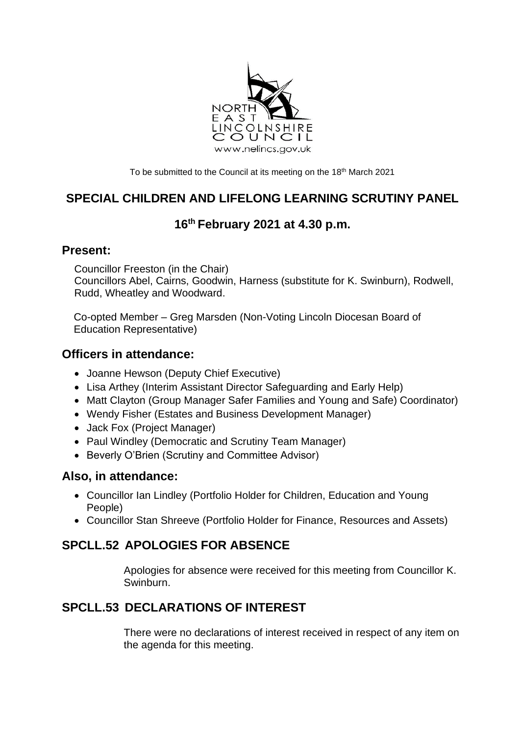To be submitted to the Council at its meeting on the 18th March 2021

# SPECIAL CHILDREN AND LIFELONG LEARNING SCRUTINY PANEL

## 16th February 2021 at 4.30 p.m.

## Present:

Councillor Freeston (in the Chair)
Councillors Abel, Cairns, Goodwin, Harness (substitute for K. Swinburn), Rodwell, Rudd, Wheatley and Woodward.

Co-opted Member – Greg Marsden (Non-Voting Lincoln Diocesan Board of Education Representative)

## Officers in attendance:

- Joanne Hewson (Deputy Chief Executive)
- Lisa Arthey (Interim Assistant Director Safeguarding and Early Help)
- Matt Clayton (Group Manager Safer Families and Young and Safe) Coordinator)
- Wendy Fisher (Estates and Business Development Manager)
- Jack Fox (Project Manager)
- Paul Windley (Democratic and Scrutiny Team Manager)
- Beverly O'Brien (Scrutiny and Committee Advisor)

## Also, in attendance:

- Councillor Ian Lindley (Portfolio Holder for Children, Education and Young People)
- Councillor Stan Shreeve (Portfolio Holder for Finance, Resources and Assets)

## SPCLL.52 APOLOGIES FOR ABSENCE

Apologies for absence were received for this meeting from Councillor K. Swinburn.

## SPCLL.53 DECLARATIONS OF INTEREST

There were no declarations of interest received in respect of any item on the agenda for this meeting.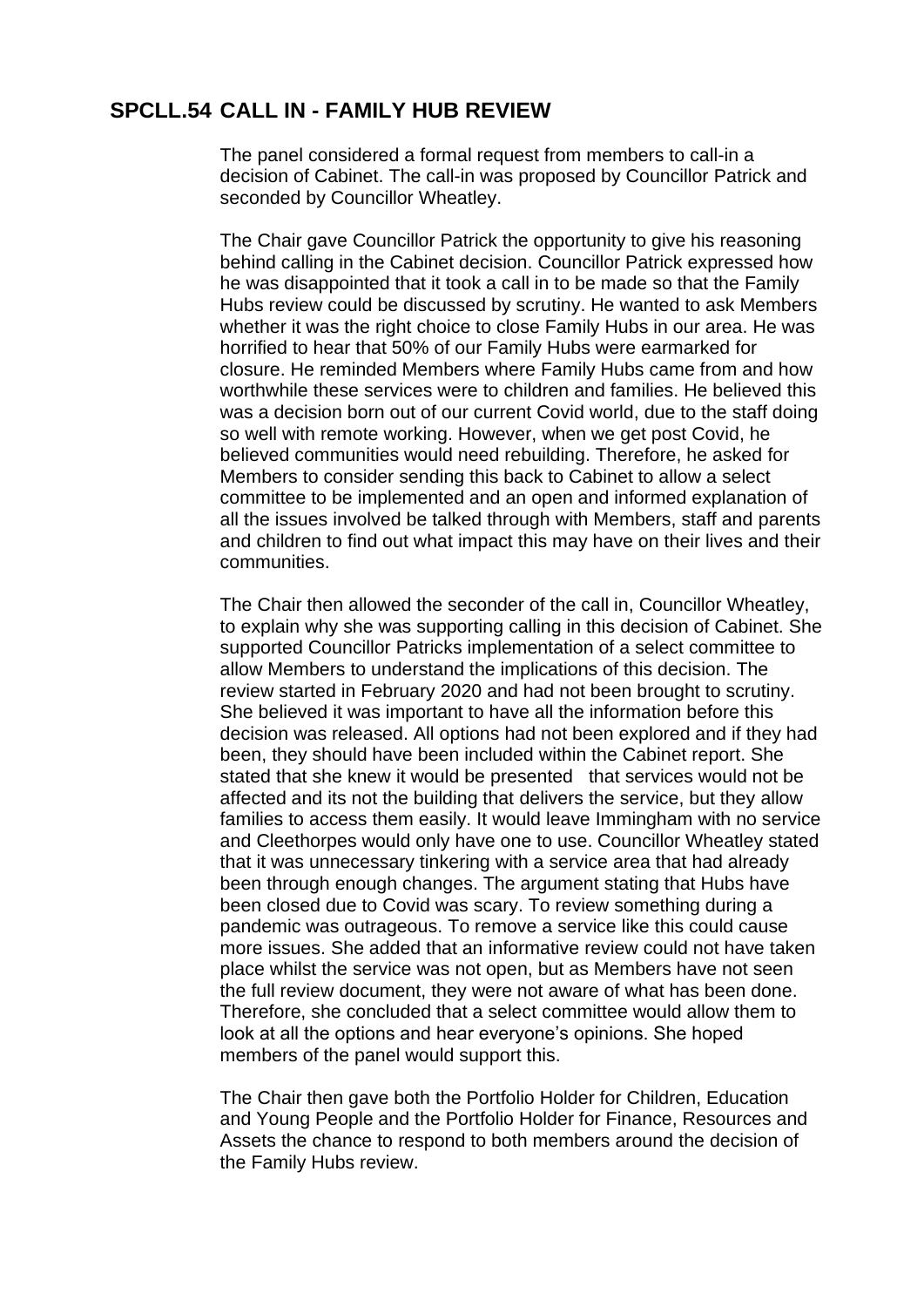## SPCLL.54 CALL IN - FAMILY HUB REVIEW

The panel considered a formal request from members to call-in a decision of Cabinet. The call-in was proposed by Councillor Patrick and seconded by Councillor Wheatley.

The Chair gave Councillor Patrick the opportunity to give his reasoning behind calling in the Cabinet decision. Councillor Patrick expressed how he was disappointed that it took a call in to be made so that the Family Hubs review could be discussed by scrutiny. He wanted to ask Members whether it was the right choice to close Family Hubs in our area. He was horrified to hear that 50% of our Family Hubs were earmarked for closure. He reminded Members where Family Hubs came from and how worthwhile these services were to children and families. He believed this was a decision born out of our current Covid world, due to the staff doing so well with remote working. However, when we get post Covid, he believed communities would need rebuilding. Therefore, he asked for Members to consider sending this back to Cabinet to allow a select committee to be implemented and an open and informed explanation of all the issues involved be talked through with Members, staff and parents and children to find out what impact this may have on their lives and their communities.

The Chair then allowed the seconder of the call in, Councillor Wheatley, to explain why she was supporting calling in this decision of Cabinet. She supported Councillor Patricks implementation of a select committee to allow Members to understand the implications of this decision. The review started in February 2020 and had not been brought to scrutiny. She believed it was important to have all the information before this decision was released. All options had not been explored and if they had been, they should have been included within the Cabinet report. She stated that she knew it would be presented that services would not be affected and its not the building that delivers the service, but they allow families to access them easily. It would leave Immingham with no service and Cleethorpes would only have one to use. Councillor Wheatley stated that it was unnecessary tinkering with a service area that had already been through enough changes. The argument stating that Hubs have been closed due to Covid was scary. To review something during a pandemic was outrageous. To remove a service like this could cause more issues. She added that an informative review could not have taken place whilst the service was not open, but as Members have not seen the full review document, they were not aware of what has been done. Therefore, she concluded that a select committee would allow them to look at all the options and hear everyone's opinions. She hoped members of the panel would support this.

The Chair then gave both the Portfolio Holder for Children, Education and Young People and the Portfolio Holder for Finance, Resources and Assets the chance to respond to both members around the decision of the Family Hubs review.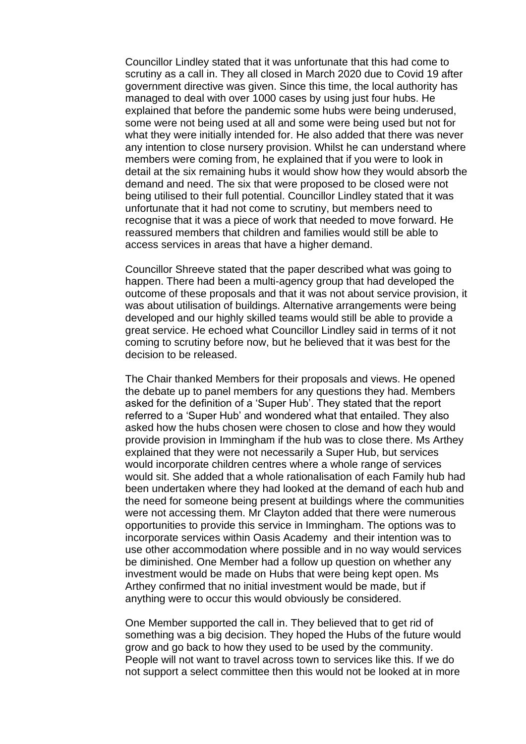Councillor Lindley stated that it was unfortunate that this had come to scrutiny as a call in. They all closed in March 2020 due to Covid 19 after government directive was given. Since this time, the local authority has managed to deal with over 1000 cases by using just four hubs. He explained that before the pandemic some hubs were being underused, some were not being used at all and some were being used but not for what they were initially intended for. He also added that there was never any intention to close nursery provision. Whilst he can understand where members were coming from, he explained that if you were to look in detail at the six remaining hubs it would show how they would absorb the demand and need. The six that were proposed to be closed were not being utilised to their full potential. Councillor Lindley stated that it was unfortunate that it had not come to scrutiny, but members need to recognise that it was a piece of work that needed to move forward. He reassured members that children and families would still be able to access services in areas that have a higher demand.

Councillor Shreeve stated that the paper described what was going to happen. There had been a multi-agency group that had developed the outcome of these proposals and that it was not about service provision, it was about utilisation of buildings. Alternative arrangements were being developed and our highly skilled teams would still be able to provide a great service. He echoed what Councillor Lindley said in terms of it not coming to scrutiny before now, but he believed that it was best for the decision to be released.

The Chair thanked Members for their proposals and views. He opened the debate up to panel members for any questions they had. Members asked for the definition of a 'Super Hub'. They stated that the report referred to a 'Super Hub' and wondered what that entailed. They also asked how the hubs chosen were chosen to close and how they would provide provision in Immingham if the hub was to close there. Ms Arthey explained that they were not necessarily a Super Hub, but services would incorporate children centres where a whole range of services would sit. She added that a whole rationalisation of each Family hub had been undertaken where they had looked at the demand of each hub and the need for someone being present at buildings where the communities were not accessing them. Mr Clayton added that there were numerous opportunities to provide this service in Immingham. The options was to incorporate services within Oasis Academy and their intention was to use other accommodation where possible and in no way would services be diminished. One Member had a follow up question on whether any investment would be made on Hubs that were being kept open. Ms Arthey confirmed that no initial investment would be made, but if anything were to occur this would obviously be considered.

One Member supported the call in. They believed that to get rid of something was a big decision. They hoped the Hubs of the future would grow and go back to how they used to be used by the community. People will not want to travel across town to services like this. If we do not support a select committee then this would not be looked at in more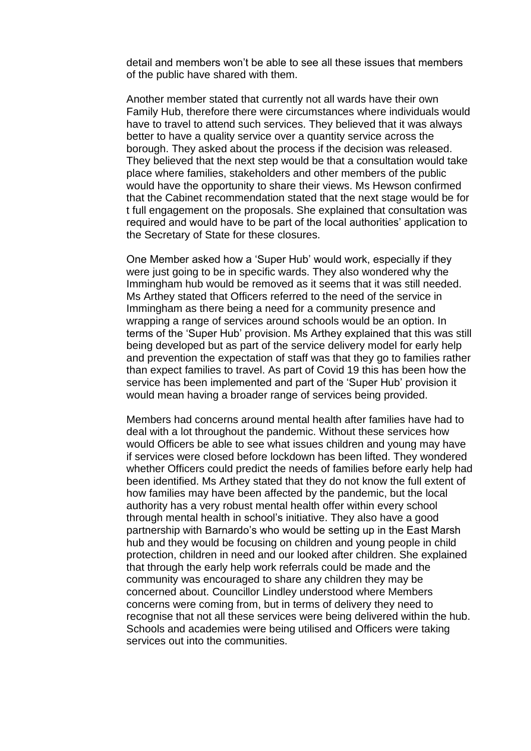detail and members won't be able to see all these issues that members of the public have shared with them.

Another member stated that currently not all wards have their own Family Hub, therefore there were circumstances where individuals would have to travel to attend such services. They believed that it was always better to have a quality service over a quantity service across the borough. They asked about the process if the decision was released. They believed that the next step would be that a consultation would take place where families, stakeholders and other members of the public would have the opportunity to share their views. Ms Hewson confirmed that the Cabinet recommendation stated that the next stage would be for t full engagement on the proposals. She explained that consultation was required and would have to be part of the local authorities' application to the Secretary of State for these closures.

One Member asked how a 'Super Hub' would work, especially if they were just going to be in specific wards. They also wondered why the Immingham hub would be removed as it seems that it was still needed. Ms Arthey stated that Officers referred to the need of the service in Immingham as there being a need for a community presence and wrapping a range of services around schools would be an option. In terms of the 'Super Hub' provision. Ms Arthey explained that this was still being developed but as part of the service delivery model for early help and prevention the expectation of staff was that they go to families rather than expect families to travel. As part of Covid 19 this has been how the service has been implemented and part of the 'Super Hub' provision it would mean having a broader range of services being provided.

Members had concerns around mental health after families have had to deal with a lot throughout the pandemic. Without these services how would Officers be able to see what issues children and young may have if services were closed before lockdown has been lifted. They wondered whether Officers could predict the needs of families before early help had been identified. Ms Arthey stated that they do not know the full extent of how families may have been affected by the pandemic, but the local authority has a very robust mental health offer within every school through mental health in school's initiative. They also have a good partnership with Barnardo's who would be setting up in the East Marsh hub and they would be focusing on children and young people in child protection, children in need and our looked after children. She explained that through the early help work referrals could be made and the community was encouraged to share any children they may be concerned about. Councillor Lindley understood where Members concerns were coming from, but in terms of delivery they need to recognise that not all these services were being delivered within the hub. Schools and academies were being utilised and Officers were taking services out into the communities.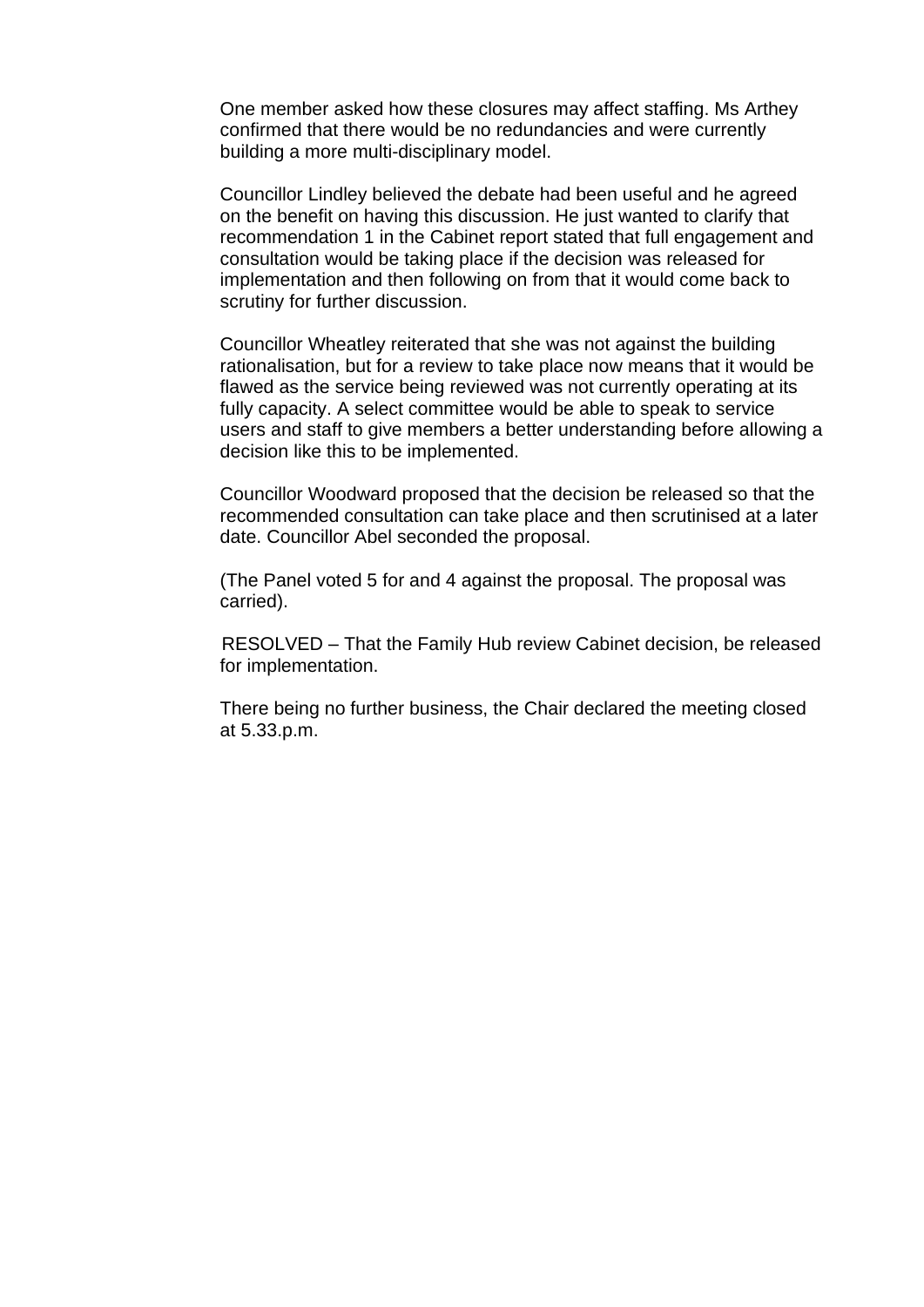One member asked how these closures may affect staffing. Ms Arthey confirmed that there would be no redundancies and were currently building a more multi-disciplinary model.

Councillor Lindley believed the debate had been useful and he agreed on the benefit on having this discussion. He just wanted to clarify that recommendation 1 in the Cabinet report stated that full engagement and consultation would be taking place if the decision was released for implementation and then following on from that it would come back to scrutiny for further discussion.

Councillor Wheatley reiterated that she was not against the building rationalisation, but for a review to take place now means that it would be flawed as the service being reviewed was not currently operating at its fully capacity. A select committee would be able to speak to service users and staff to give members a better understanding before allowing a decision like this to be implemented.

Councillor Woodward proposed that the decision be released so that the recommended consultation can take place and then scrutinised at a later date. Councillor Abel seconded the proposal.

(The Panel voted 5 for and 4 against the proposal. The proposal was carried).

RESOLVED – That the Family Hub review Cabinet decision, be released for implementation.

There being no further business, the Chair declared the meeting closed at 5.33.p.m.